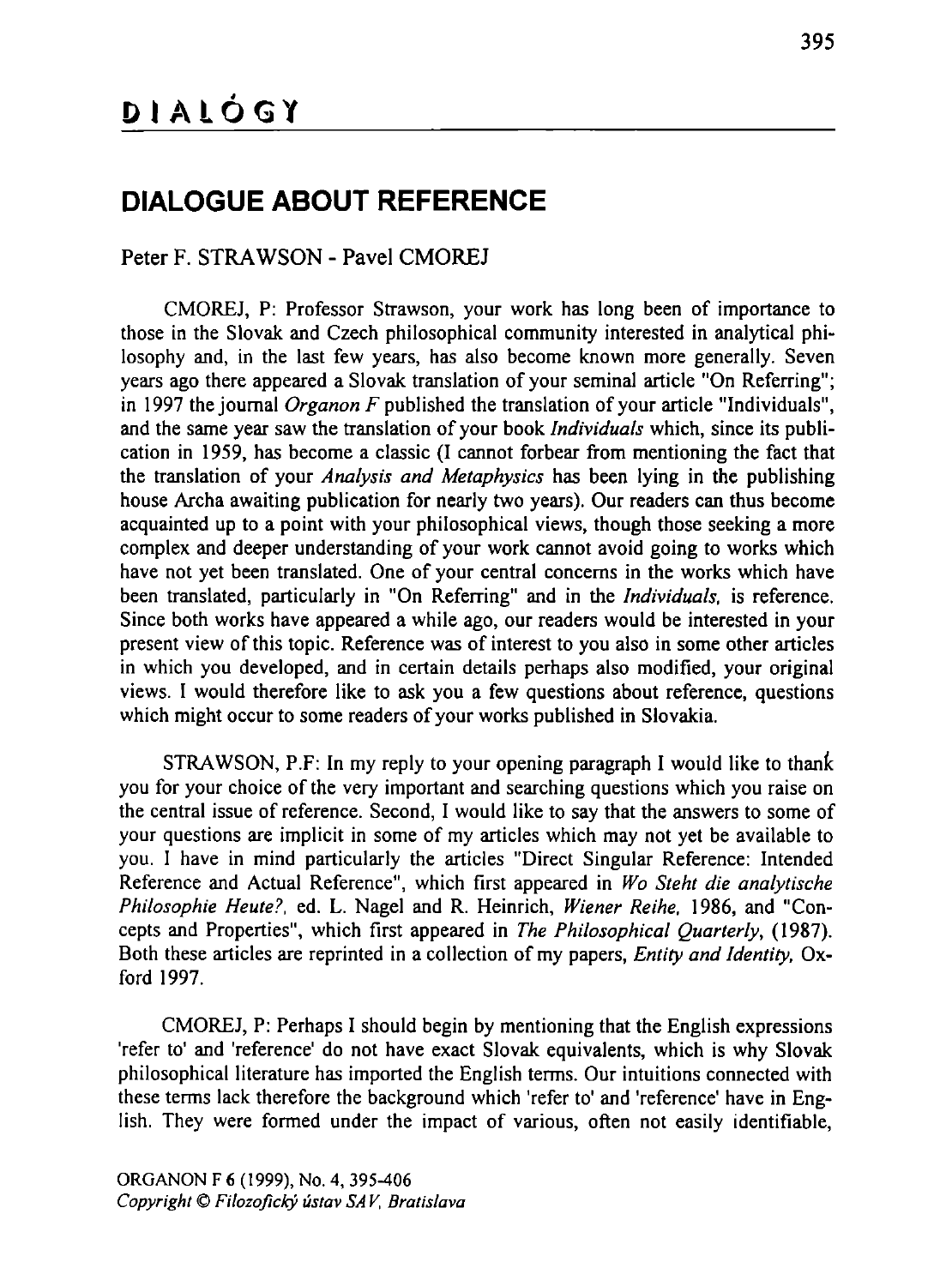# DIALÓGY

## DIALOGUE ABOUT REFERENCE

Peter F. STRAWSON - Pavel CMOREJ

CMOREJ, P: Professor Strawson, your work has long been of importance to those in the Slovak and Czech philosophical community interested in analytical philosophy and, in the last few years, has also become known more generally. Seven years ago there appeared a Slovak translation of your seminal article "On Referring"; in 1997 the journal *Organon F* published the translation of your article "Individuals", and the same year saw the translation of your book *Individuals* which, since its publication in 1959, has become a classic (I cannot forbear from mentioning the fact that the translation of your *Analysis and Metaphysics* has been lying in the publishing house Archa awaiting publication for nearly two years). Our readers can thus become acquainted up to a point with your philosophical views, though those seeking a more complex and deeper understanding of your work cannot avoid going to works which have not yet been translated. One of your central concerns in the works which have been translated, particularly in "On Referring" and in the *Individuals*, is reference. Since both works have appeared a while ago, our readers would be interested in your present view of this topic. Reference was of interest to you also in some other articles in which you developed, and in certain details perhaps also modified, your original views. I would therefore like to ask you a few questions about reference, questions which might occur to some readers of your works published in Slovakia.

STRAWSON, P.F: In my reply to your opening paragraph I would like to thank you for your choice of the very important and searching questions which you raise on the central issue of reference. Second, I would like to say that the answers to some of your questions are implicit in some of my articles which may not yet be available to you. I have in mind particularly the articles "Direct Singular Reference: Intended Reference and Actual Reference", which first appeared in *Wo Steht die analytische Philosophie Heute?*, ed. L. Nagel and R. Heinrich, *Wiener Reihe*, 1986, and "Concepts and Properties", which first appeared in *The Philosophical Quarterly*, (1987). Both these articles are reprinted in a collection of my papers, *Entity and Identity*, Oxford 1997.

CMOREJ, P: Perhaps I should begin by mentioning that the English expressions 'refer to' and 'reference' do not have exact Slovak equivalents, which is why Slovak philosophical literature has imported the English terms. Our intuitions connected with these terms lack therefore the background which 'refer to' and 'reference' have in English. They were formed under the impact of various, often not easily identifiable,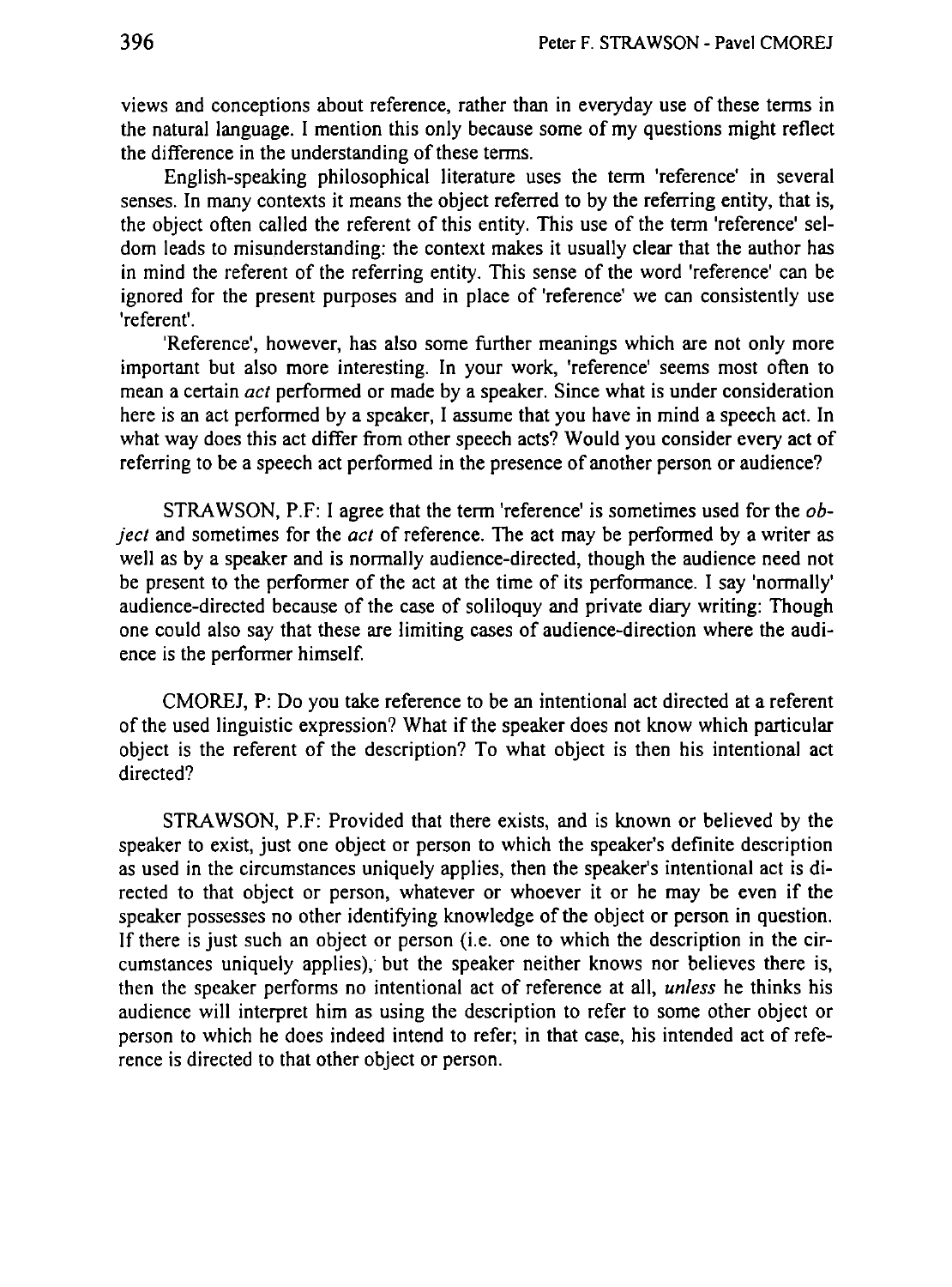views and conceptions about reference, rather than in everyday use of these terms in the natural language. I mention this only because some of my questions might reflect the difference in the understanding of these terms.

English-speaking philosophical literature uses the term 'reference' in several senses. In many contexts it means the object referred to by the referring entity, that is, the object often called the referent of this entity. This use of the term 'reference' seldom leads to misunderstanding: the context makes it usually clear that the author has in mind the referent of the referring entity. This sense of the word 'reference' can be ignored for the present purposes and in place of 'reference' we can consistently use 'referent'.

'Reference', however, has also some further meanings which are not only more important but also more interesting. In your work, 'reference' seems most often to mean a certain *act* performed or made by a speaker. Since what is under consideration here is an act performed by a speaker, I assume that you have in mind a speech act. In what way does this act differ from other speech acts? Would you consider every act of referring to be a speech act performed in the presence of another person or audience?

STRAWSON, P.F: I agree that the term 'reference' is sometimes used for the *object* and sometimes for the *act* of reference. The act may be performed by a writer as well as by a speaker and is normally audience-directed, though the audience need not be present to the performer of the act at the time of its performance. I say 'normally' audience-directed because of the case of soliloquy and private diary writing: Though one could also say that these are limiting cases of audience-direction where the audience is the performer himself.

CMOREJ, P: Do you take reference to be an intentional act directed at a referent of the used linguistic expression? What if the speaker does not know which particular object is the referent of the description? To what object is then his intentional act directed?

STRAWSON, P.F: Provided that there exists, and is known or believed by the speaker to exist, just one object or person to which the speaker's definite description as used in the circumstances uniquely applies, then the speaker's intentional act is directed to that object or person, whatever or whoever it or he may be even if the speaker possesses no other identifying knowledge of the object or person in question. If there is just such an object or person (i.e. one to which the description in the circumstances uniquely applies), but the speaker neither knows nor believes there is, then the speaker performs no intentional act of reference at all, *unless* he thinks his audience will interpret him as using the description to refer to some other object or person to which he does indeed intend to refer; in that case, his intended act of reference is directed to that other object or person.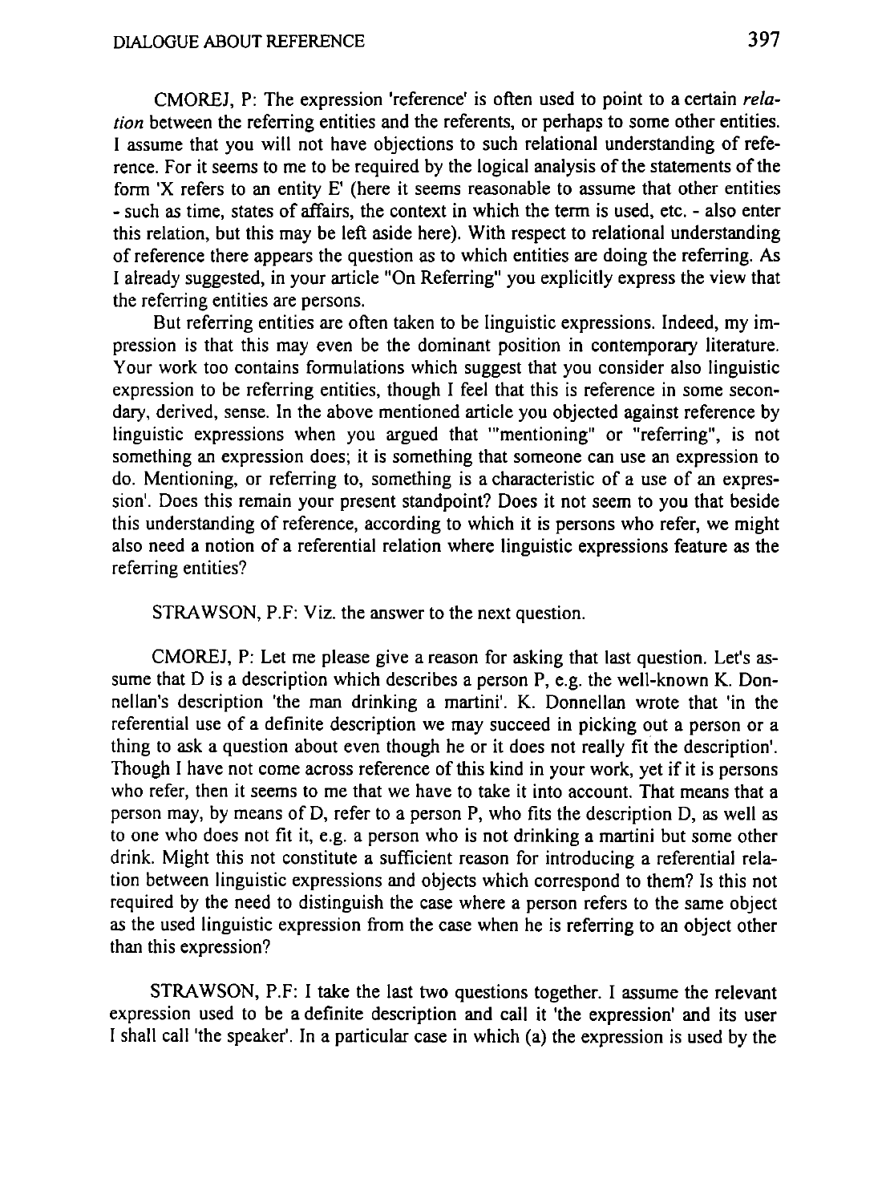CMOREJ, P: The expression 'reference' is often used to point to a certain *relation* between the referring entities and the referents, or perhaps to some other entities. I assume that you will not have objections to such relational understanding of reference. For it seems to me to be required by the logical analysis of the statements of the form 'X refers to an entity E' (here it seems reasonable to assume that other entities - such as time, states of affairs, the context in which the term is used, etc. - also enter this relation, but this may be left aside here). With respect to relational understanding of reference there appears the question as to which entities are doing the referring. As I already suggested, in your article "On Referring" you explicitly express the view that the referring entities are persons.

But referring entities are often taken to be linguistic expressions. Indeed, my impression is that this may even be the dominant position in contemporary literature. Your work too contains formulations which suggest that you consider also linguistic expression to be referring entities, though I feel that this is reference in some secondary, derived, sense. In the above mentioned article you objected against reference by linguistic expressions when you argued that '"mentioning" or "referring", is not something an expression does; it is something that someone can use an expression to do. Mentioning, or referring to, something is a characteristic of a use of an expression'. Does this remain your present standpoint? Does it not seem to you that beside this understanding of reference, according to which it is persons who refer, we might also need a notion of a referential relation where linguistic expressions feature as the referring entities?

STRAWSON, P.F: Viz. the answer to the next question.

CMOREJ, P: Let me please give a reason for asking that last question. Let's assume that D is a description which describes a person P, e.g. the well-known K. Donnellan's description 'the man drinking a martini'. K. Donnellan wrote that 'in the referential use of a definite description we may succeed in picking out a person or a thing to ask a question about even though he or it does not really fit the description'. Though I have not come across reference of this kind in your work, yet if it is persons who refer, then it seems to me that we have to take it into account. That means that a person may, by means of D, refer to a person P, who fits the description D, as well as to one who does not fit it, e.g. a person who is not drinking a martini but some other drink. Might this not constitute a sufficient reason for introducing a referential relation between linguistic expressions and objects which correspond to them? Is this not required by the need to distinguish the case where a person refers to the same object as the used linguistic expression from the case when he is referring to an object other than this expression?

STRAWSON, P.F: I take the last two questions together. I assume the relevant expression used to be a definite description and call it 'the expression' and its user I shall call 'the speaker'. In a particular case in which (a) the expression is used by the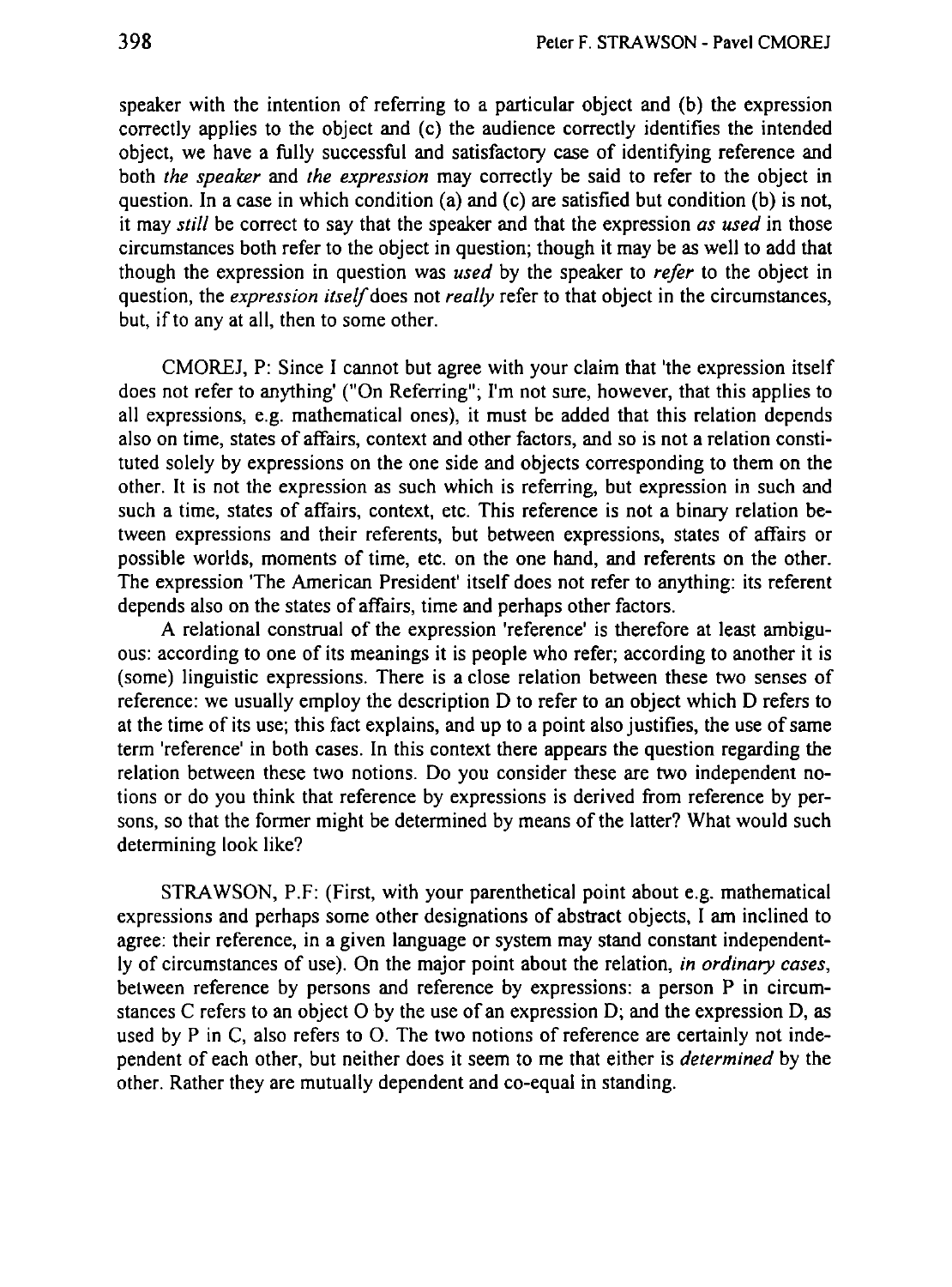speaker with the intention of referring to a particular object and (b) the expression correctly applies to the object and (c) the audience correctly identifies the intended object, we have a fully successful and satisfactory case of identifying reference and both *the speaker* and *the expression* may correctly be said to refer to the object in question. In a case in which condition (a) and (c) are satisfied but condition (b) is not, it may *still* be correct to say that the speaker and that the expression *as used* in those circumstances both refer to the object in question; though it may be as well to add that though the expression in question was *used* by the speaker to *refer* to the object in question, the *expression itself* does not *really* refer to that object in the circumstances, but, if to any at all, then to some other.

CMOREJ, P: Since I cannot but agree with your claim that 'the expression itself does not refer to anything' ("On Referring"; I'm not sure, however, that this applies to all expressions, e.g. mathematical ones), it must be added that this relation depends also on time, states of affairs, context and other factors, and so is not a relation constituted solely by expressions on the one side and objects corresponding to them on the other. It is not the expression as such which is referring, but expression in such and such a time, states of affairs, context, etc. This reference is not a binary relation between expressions and their referents, but between expressions, states of affairs or possible worlds, moments of time, etc. on the one hand, and referents on the other. The expression 'The American President' itself does not refer to anything: its referent depends also on the states of affairs, time and perhaps other factors.

A relational construal of the expression 'reference' is therefore at least ambiguous: according to one of its meanings it is people who refer; according to another it is (some) linguistic expressions. There is a close relation between these two senses of reference: we usually employ the description D to refer to an object which D refers to at the time of its use; this fact explains, and up to a point also justifies, the use of same term 'reference' in both cases. In this context there appears the question regarding the relation between these two notions. Do you consider these are two independent notions or do you think that reference by expressions is derived from reference by persons, so that the former might be determined by means of the latter? What would such determining look like?

STRAWSON, P.F: (First, with your parenthetical point about e.g. mathematical expressions and perhaps some other designations of abstract objects, I am inclined to agree: their reference, in a given language or system may stand constant independently of circumstances of use). On the major point about the relation, *in ordinary cases*, between reference by persons and reference by expressions: a person P in circumstances C refers to an object O by the use of an expression D; and the expression D, as used by P in C, also refers to O. The two notions of reference are certainly not independent of each other, but neither does it seem to me that either is *determined* by the other. Rather they are mutually dependent and co-equal in standing.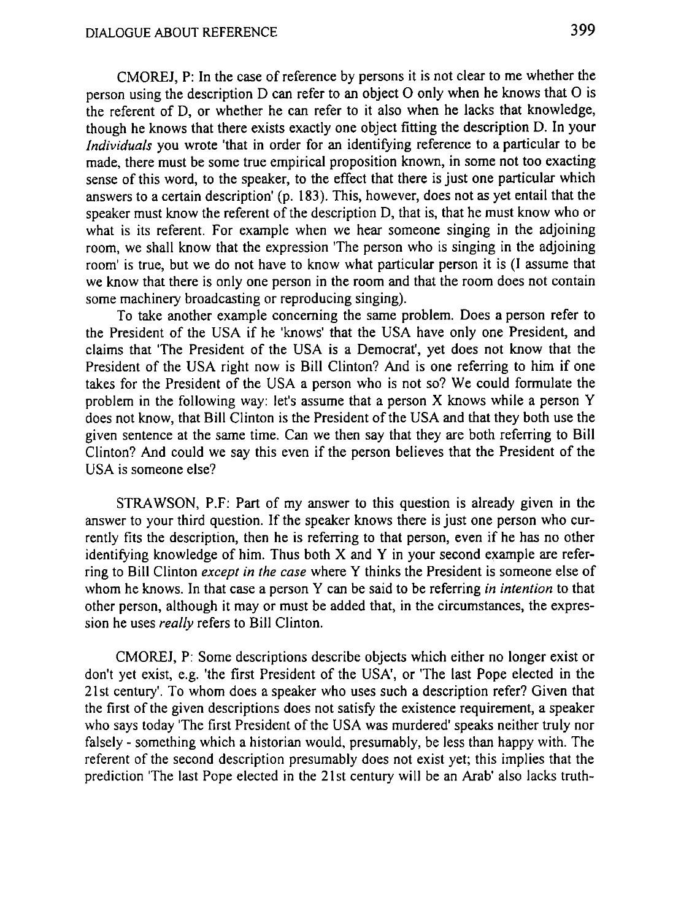CMOREJ, P: In the case of reference by persons it is not clear to me whether the person using the description D can refer to an object O only when he knows that O is the referent of D, or whether he can refer to it also when he lacks that knowledge, though he knows that there exists exactly one object fitting the description D. In your *Individuals* you wrote 'that in order for an identifying reference to a particular to be made, there must be some true empirical proposition known, in some not too exacting sense of this word, to the speaker, to the effect that there is just one particular which answers to a certain description' (p. 183). This, however, does not as yet entail that the speaker must know the referent of the description D, that is, that he must know who or what is its referent. For example when we hear someone singing in the adjoining room, we shall know that the expression 'The person who is singing in the adjoining room' is true, but we do not have to know what particular person it is (I assume that we know that there is only one person in the room and that the room does not contain some machinery broadcasting or reproducing singing).

To take another example concerning the same problem. Does a person refer to the President of the USA if he 'knows' that the USA have only one President, and claims that 'The President of the USA is a Democrat', yet does not know that the President of the USA right now is Bill Clinton? And is one referring to him if one takes for the President of the USA a person who is not so? We could formulate the problem in the following way: let's assume that a person X knows while a person Y does not know, that Bill Clinton is the President of the USA and that they both use the given sentence at the same time. Can we then say that they are both referring to Bill Clinton? And could we say this even if the person believes that the President of the USA is someone else?

STRAWSON, P.F: Part of my answer to this question is already given in the answer to your third question. If the speaker knows there is just one person who currently fits the description, then he is referring to that person, even if he has no other identifying knowledge of him. Thus both X and Y in your second example are referring to Bill Clinton *except in the case* where Y thinks the President is someone else of whom he knows. In that case a person Y can be said to be referring *in intention* to that other person, although it may or must be added that, in the circumstances, the expression he uses *really* refers to Bill Clinton.

CMOREJ, P: Some descriptions describe objects which either no longer exist or don't yet exist, e.g. 'the first President of the USA', or 'The last Pope elected in the 21st century'. To whom does a speaker who uses such a description refer? Given that the first of the given descriptions does not satisfy the existence requirement, a speaker who says today 'The first President of the USA was murdered' speaks neither truly nor falsely - something which a historian would, presumably, be less than happy with. The referent of the second description presumably does not exist yet; this implies that the prediction 'The last Pope elected in the 21st century will be an Arab' also lacks truth-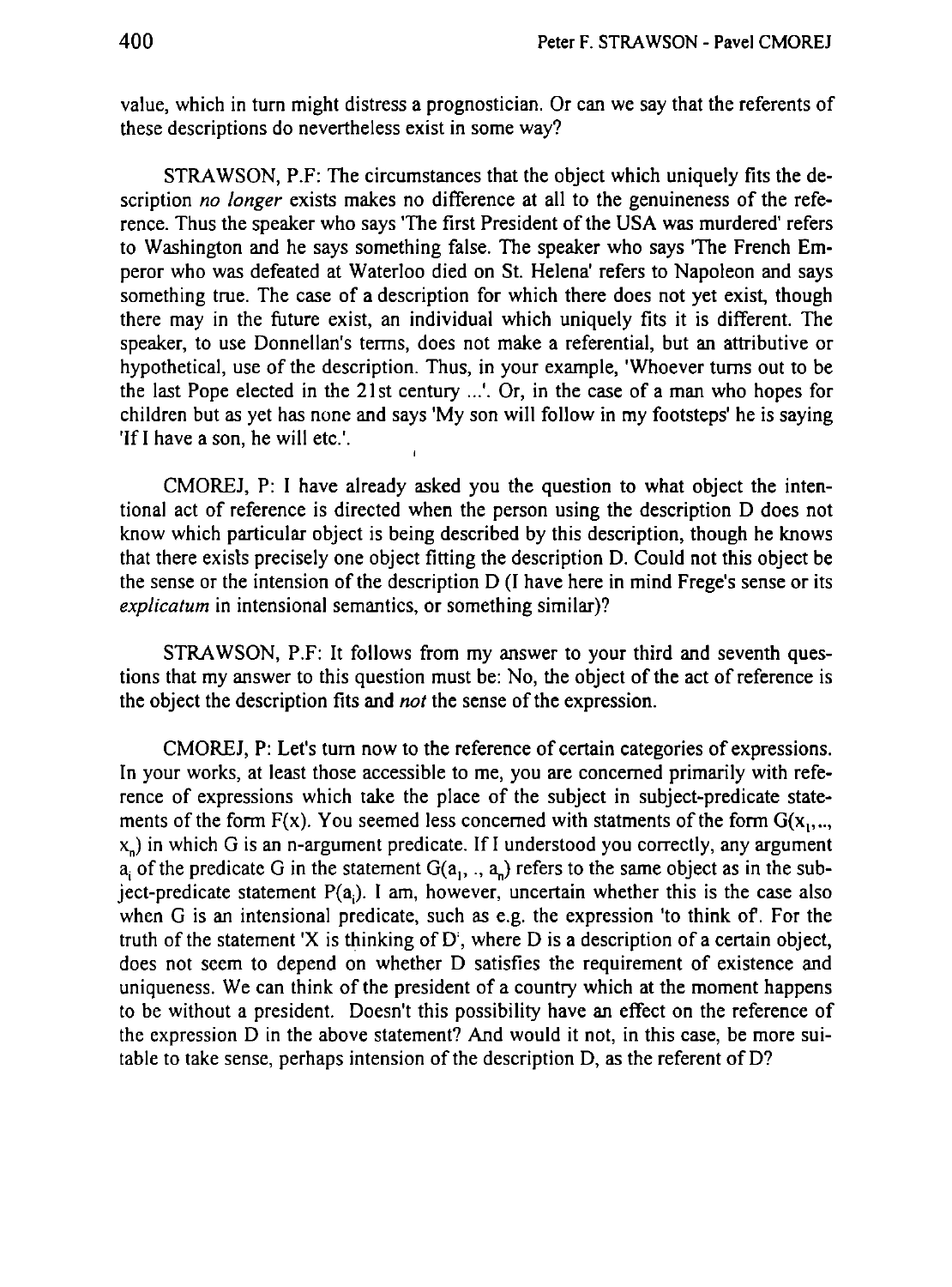value, which in turn might distress a prognostician. Or can we say that the referents of these descriptions do nevertheless exist in some way?

STRAWSON, P.F: The circumstances that the object which uniquely fits the description *no longer* exists makes no difference at all to the genuineness of the reference. Thus the speaker who says 'The first President of the USA was murdered' refers to Washington and he says something false. The speaker who says 'The French Emperor who was defeated at Waterloo died on St. Helena' refers to Napoleon and says something true. The case of a description for which there does not yet exist, though there may in the future exist, an individual which uniquely fits it is different. The speaker, to use Donnellan's terms, does not make a referential, but an attributive or hypothetical, use of the description. Thus, in your example, 'Whoever turns out to be the last Pope elected in the 21st century ...'. Or, in the case of a man who hopes for children but as yet has none and says 'My son will follow in my footsteps' he is saying 'If I have a son, he will etc.'.

CMOREJ, P: I have already asked you the question to what object the intentional act of reference is directed when the person using the description D does not know which particular object is being described by this description, though he knows that there exists precisely one object fitting the description D. Could not this object be the sense or the intension of the description D (I have here in mind Frege's sense or its *explicatum* in intensional semantics, or something similar)?

STRAWSON, P.F: It follows from my answer to your third and seventh questions that my answer to this question must be: No, the object of the act of reference is the object the description fits and *not* the sense of the expression.

CMOREJ, P: Let's turn now to the reference of certain categories of expressions. In your works, at least those accessible to me, you are concerned primarily with reference of expressions which take the place of the subject in subject-predicate statements of the form F(x). You seemed less concerned with statments of the form $G(x_1, .., x_n)$ in which G is an n-argument predicate. If I understood you correctly, any argument $a_i$ of the predicate G in the statement $G(a_1, ., a_n)$ refers to the same object as in the subject-predicate statement $P(a_i)$. I am, however, uncertain whether this is the case also when G is an intensional predicate, such as e.g. the expression 'to think of'. For the truth of the statement 'X is thinking of D', where D is a description of a certain object, does not seem to depend on whether D satisfies the requirement of existence and uniqueness. We can think of the president of a country which at the moment happens to be without a president. Doesn't this possibility have an effect on the reference of the expression D in the above statement? And would it not, in this case, be more suitable to take sense, perhaps intension of the description D, as the referent of D?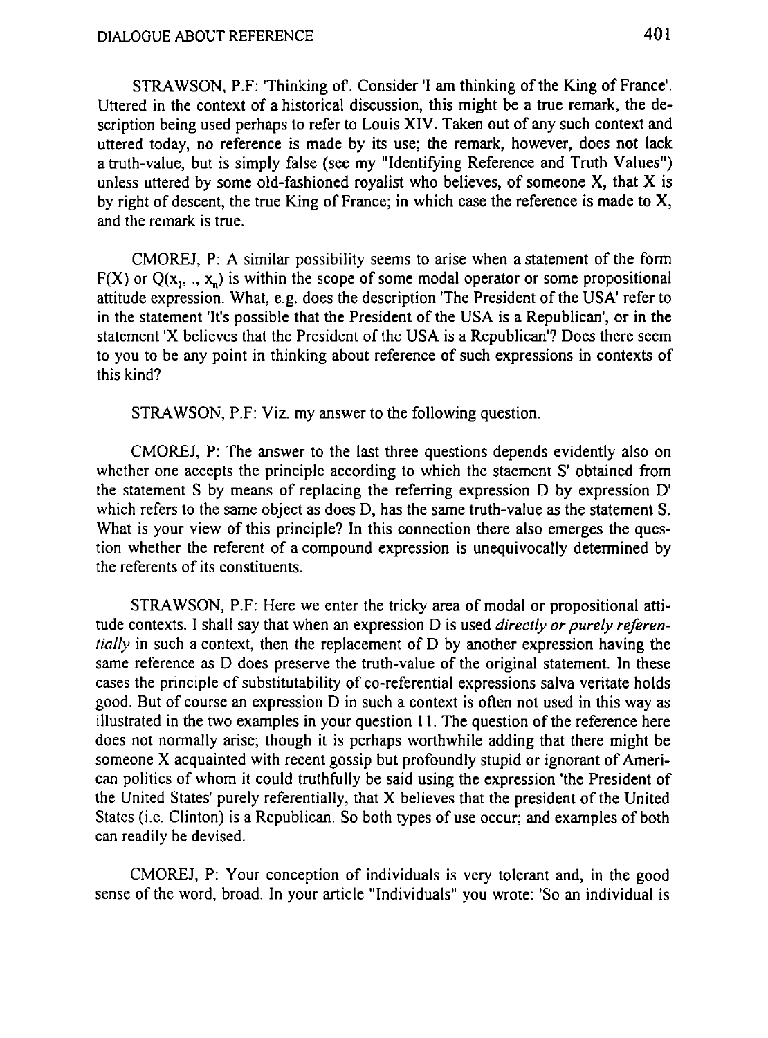STRAWSON, P.F: 'Thinking of'. Consider 'I am thinking of the King of France'. Uttered in the context of a historical discussion, this might be a true remark, the description being used perhaps to refer to Louis XIV. Taken out of any such context and uttered today, no reference is made by its use; the remark, however, does not lack a truth-value, but is simply false (see my "Identifying Reference and Truth Values") unless uttered by some old-fashioned royalist who believes, of someone X, that X is by right of descent, the true King of France; in which case the reference is made to X, and the remark is true.

CMOREJ, P: A similar possibility seems to arise when a statement of the form F(X) or $Q(x_1, ., x_n)$ is within the scope of some modal operator or some propositional attitude expression. What, e.g. does the description 'The President of the USA' refer to in the statement 'It's possible that the President of the USA is a Republican', or in the statement 'X believes that the President of the USA is a Republican'? Does there seem to you to be any point in thinking about reference of such expressions in contexts of this kind?

STRAWSON, P.F: Viz. my answer to the following question.

CMOREJ, P: The answer to the last three questions depends evidently also on whether one accepts the principle according to which the staement S' obtained from the statement S by means of replacing the referring expression D by expression D' which refers to the same object as does D, has the same truth-value as the statement S. What is your view of this principle? In this connection there also emerges the question whether the referent of a compound expression is unequivocally determined by the referents of its constituents.

STRAWSON, P.F: Here we enter the tricky area of modal or propositional attitude contexts. I shall say that when an expression D is used *directly or purely referentially* in such a context, then the replacement of D by another expression having the same reference as D does preserve the truth-value of the original statement. In these cases the principle of substitutability of co-referential expressions salva veritate holds good. But of course an expression D in such a context is often not used in this way as illustrated in the two examples in your question 11. The question of the reference here does not normally arise; though it is perhaps worthwhile adding that there might be someone X acquainted with recent gossip but profoundly stupid or ignorant of American politics of whom it could truthfully be said using the expression 'the President of the United States' purely referentially, that X believes that the president of the United States (i.e. Clinton) is a Republican. So both types of use occur; and examples of both can readily be devised.

CMOREJ, P: Your conception of individuals is very tolerant and, in the good sense of the word, broad. In your article "Individuals" you wrote: 'So an individual is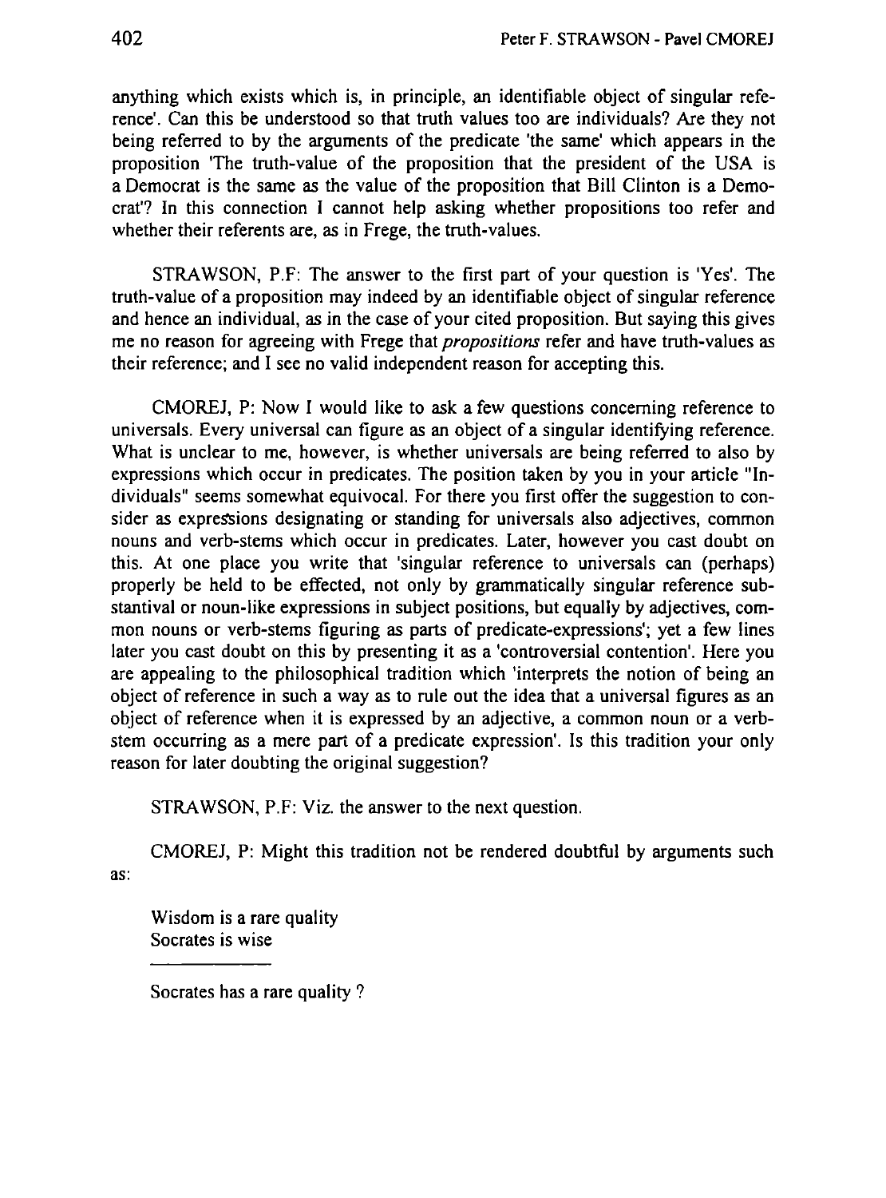anything which exists which is, in principle, an identifiable object of singular reference'. Can this be understood so that truth values too are individuals? Are they not being referred to by the arguments of the predicate 'the same' which appears in the proposition 'The truth-value of the proposition that the president of the USA is a Democrat is the same as the value of the proposition that Bill Clinton is a Democrat'? In this connection I cannot help asking whether propositions too refer and whether their referents are, as in Frege, the truth-values.

STRAWSON, P.F: The answer to the first part of your question is 'Yes'. The truth-value of a proposition may indeed by an identifiable object of singular reference and hence an individual, as in the case of your cited proposition. But saying this gives me no reason for agreeing with Frege that *propositions* refer and have truth-values as their reference; and I see no valid independent reason for accepting this.

CMOREJ, P: Now I would like to ask a few questions concerning reference to universals. Every universal can figure as an object of a singular identifying reference. What is unclear to me, however, is whether universals are being referred to also by expressions which occur in predicates. The position taken by you in your article "Individuals" seems somewhat equivocal. For there you first offer the suggestion to consider as expressions designating or standing for universals also adjectives, common nouns and verb-stems which occur in predicates. Later, however you cast doubt on this. At one place you write that 'singular reference to universals can (perhaps) properly be held to be effected, not only by grammatically singular reference substantival or noun-like expressions in subject positions, but equally by adjectives, common nouns or verb-stems figuring as parts of predicate-expressions'; yet a few lines later you cast doubt on this by presenting it as a 'controversial contention'. Here you are appealing to the philosophical tradition which 'interprets the notion of being an object of reference in such a way as to rule out the idea that a universal figures as an object of reference when it is expressed by an adjective, a common noun or a verb-stem occurring as a mere part of a predicate expression'. Is this tradition your only reason for later doubting the original suggestion?

STRAWSON, P.F: Viz. the answer to the next question.

CMOREJ, P: Might this tradition not be rendered doubtful by arguments such as:

Wisdom is a rare quality
Socrates is wise

---

Socrates has a rare quality ?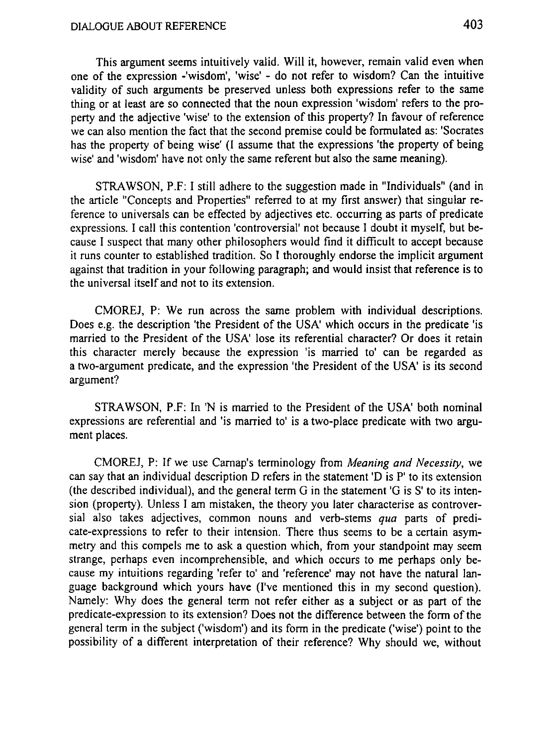This argument seems intuitively valid. Will it, however, remain valid even when one of the expression -'wisdom', 'wise' - do not refer to wisdom? Can the intuitive validity of such arguments be preserved unless both expressions refer to the same thing or at least are so connected that the noun expression 'wisdom' refers to the property and the adjective 'wise' to the extension of this property? In favour of reference we can also mention the fact that the second premise could be formulated as: 'Socrates has the property of being wise' (I assume that the expressions 'the property of being wise' and 'wisdom' have not only the same referent but also the same meaning).

STRAWSON, P.F: I still adhere to the suggestion made in "Individuals" (and in the article "Concepts and Properties" referred to at my first answer) that singular reference to universals can be effected by adjectives etc. occurring as parts of predicate expressions. I call this contention 'controversial' not because I doubt it myself, but because I suspect that many other philosophers would find it difficult to accept because it runs counter to established tradition. So I thoroughly endorse the implicit argument against that tradition in your following paragraph; and would insist that reference is to the universal itself and not to its extension.

CMOREJ, P: We run across the same problem with individual descriptions. Does e.g. the description 'the President of the USA' which occurs in the predicate 'is married to the President of the USA' lose its referential character? Or does it retain this character merely because the expression 'is married to' can be regarded as a two-argument predicate, and the expression 'the President of the USA' is its second argument?

STRAWSON, P.F: In 'N is married to the President of the USA' both nominal expressions are referential and 'is married to' is a two-place predicate with two argument places.

CMOREJ, P: If we use Carnap's terminology from *Meaning and Necessity*, we can say that an individual description D refers in the statement 'D is P' to its extension (the described individual), and the general term G in the statement 'G is S' to its intension (property). Unless I am mistaken, the theory you later characterise as controversial also takes adjectives, common nouns and verb-stems *qua* parts of predicate-expressions to refer to their intension. There thus seems to be a certain asymmetry and this compels me to ask a question which, from your standpoint may seem strange, perhaps even incomprehensible, and which occurs to me perhaps only because my intuitions regarding 'refer to' and 'reference' may not have the natural language background which yours have (I've mentioned this in my second question). Namely: Why does the general term not refer either as a subject or as part of the predicate-expression to its extension? Does not the difference between the form of the general term in the subject ('wisdom') and its form in the predicate ('wise') point to the possibility of a different interpretation of their reference? Why should we, without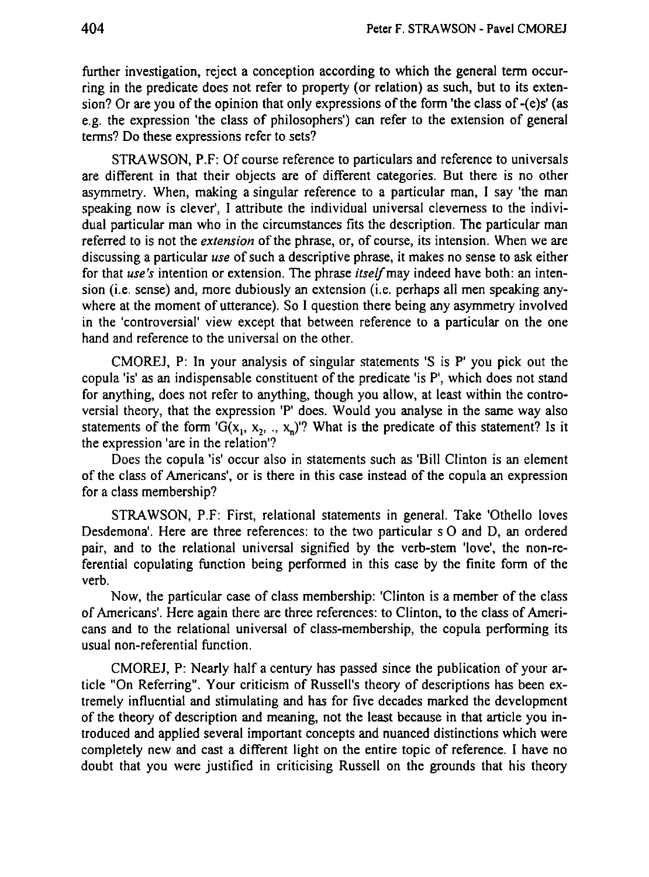further investigation, reject a conception according to which the general term occurring in the predicate does not refer to property (or relation) as such, but to its extension? Or are you of the opinion that only expressions of the form 'the class of -(e)s' (as e.g. the expression 'the class of philosophers') can refer to the extension of general terms? Do these expressions refer to sets?

STRAWSON, P.F: Of course reference to particulars and reference to universals are different in that their objects are of different categories. But there is no other asymmetry. When, making a singular reference to a particular man, I say 'the man speaking now is clever', I attribute the individual universal cleverness to the individual particular man who in the circumstances fits the description. The particular man referred to is not the *extension* of the phrase, or, of course, its intension. When we are discussing a particular *use* of such a descriptive phrase, it makes no sense to ask either for that *use's* intention or extension. The phrase *itself* may indeed have both: an intension (i.e. sense) and, more dubiously an extension (i.e. perhaps all men speaking anywhere at the moment of utterance). So I question there being any asymmetry involved in the 'controversial' view except that between reference to a particular on the one hand and reference to the universal on the other.

CMOREJ, P: In your analysis of singular statements 'S is P' you pick out the copula 'is' as an indispensable constituent of the predicate 'is P', which does not stand for anything, does not refer to anything, though you allow, at least within the controversial theory, that the expression 'P' does. Would you analyse in the same way also statements of the form '$G(x_1, x_2, .., x_n)$'? What is the predicate of this statement? Is it the expression 'are in the relation'?

Does the copula 'is' occur also in statements such as 'Bill Clinton is an element of the class of Americans', or is there in this case instead of the copula an expression for a class membership?

STRAWSON, P.F: First, relational statements in general. Take 'Othello loves Desdemona'. Here are three references: to the two particular s O and D, an ordered pair, and to the relational universal signified by the verb-stem 'love', the non-referential copulating function being performed in this case by the finite form of the verb.

Now, the particular case of class membership: 'Clinton is a member of the class of Americans'. Here again there are three references: to Clinton, to the class of Americans and to the relational universal of class-membership, the copula performing its usual non-referential function.

CMOREJ, P: Nearly half a century has passed since the publication of your article "On Referring". Your criticism of Russell's theory of descriptions has been extremely influential and stimulating and has for five decades marked the development of the theory of description and meaning, not the least because in that article you introduced and applied several important concepts and nuanced distinctions which were completely new and cast a different light on the entire topic of reference. I have no doubt that you were justified in criticising Russell on the grounds that his theory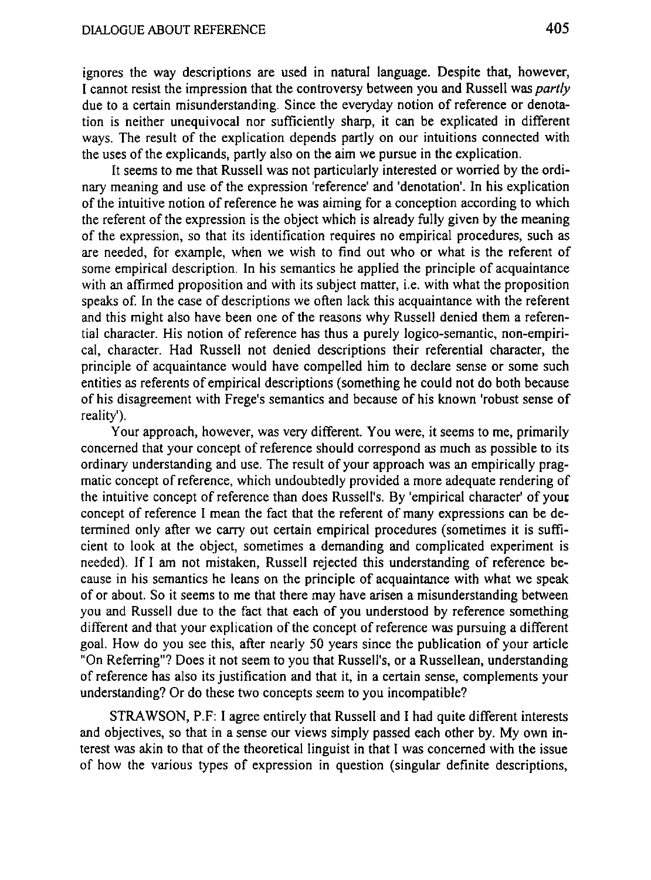ignores the way descriptions are used in natural language. Despite that, however, I cannot resist the impression that the controversy between you and Russell was *partly* due to a certain misunderstanding. Since the everyday notion of reference or denotation is neither unequivocal nor sufficiently sharp, it can be explicated in different ways. The result of the explication depends partly on our intuitions connected with the uses of the explicands, partly also on the aim we pursue in the explication.

It seems to me that Russell was not particularly interested or worried by the ordinary meaning and use of the expression 'reference' and 'denotation'. In his explication of the intuitive notion of reference he was aiming for a conception according to which the referent of the expression is the object which is already fully given by the meaning of the expression, so that its identification requires no empirical procedures, such as are needed, for example, when we wish to find out who or what is the referent of some empirical description. In his semantics he applied the principle of acquaintance with an affirmed proposition and with its subject matter, i.e. with what the proposition speaks of. In the case of descriptions we often lack this acquaintance with the referent and this might also have been one of the reasons why Russell denied them a referential character. His notion of reference has thus a purely logico-semantic, non-empirical, character. Had Russell not denied descriptions their referential character, the principle of acquaintance would have compelled him to declare sense or some such entities as referents of empirical descriptions (something he could not do both because of his disagreement with Frege's semantics and because of his known 'robust sense of reality').

Your approach, however, was very different. You were, it seems to me, primarily concerned that your concept of reference should correspond as much as possible to its ordinary understanding and use. The result of your approach was an empirically pragmatic concept of reference, which undoubtedly provided a more adequate rendering of the intuitive concept of reference than does Russell's. By 'empirical character' of your concept of reference I mean the fact that the referent of many expressions can be determined only after we carry out certain empirical procedures (sometimes it is sufficient to look at the object, sometimes a demanding and complicated experiment is needed). If I am not mistaken, Russell rejected this understanding of reference because in his semantics he leans on the principle of acquaintance with what we speak of or about. So it seems to me that there may have arisen a misunderstanding between you and Russell due to the fact that each of you understood by reference something different and that your explication of the concept of reference was pursuing a different goal. How do you see this, after nearly 50 years since the publication of your article "On Referring"? Does it not seem to you that Russell's, or a Russellean, understanding of reference has also its justification and that it, in a certain sense, complements your understanding? Or do these two concepts seem to you incompatible?

STRAWSON, P.F: I agree entirely that Russell and I had quite different interests and objectives, so that in a sense our views simply passed each other by. My own interest was akin to that of the theoretical linguist in that I was concerned with the issue of how the various types of expression in question (singular definite descriptions,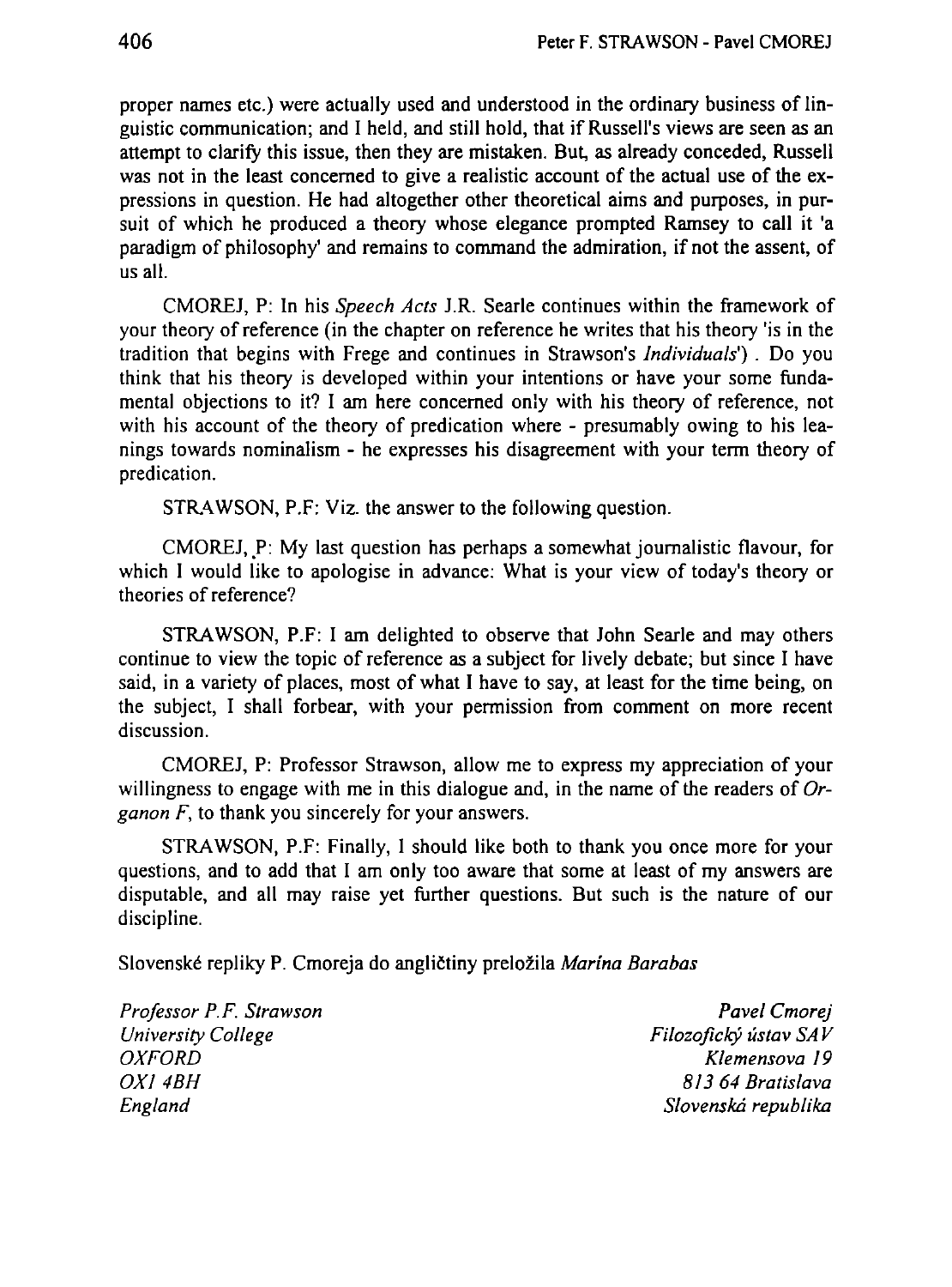proper names etc.) were actually used and understood in the ordinary business of linguistic communication; and I held, and still hold, that if Russell's views are seen as an attempt to clarify this issue, then they are mistaken. But, as already conceded, Russell was not in the least concerned to give a realistic account of the actual use of the expressions in question. He had altogether other theoretical aims and purposes, in pursuit of which he produced a theory whose elegance prompted Ramsey to call it 'a paradigm of philosophy' and remains to command the admiration, if not the assent, of us all.

CMOREJ, P: In his *Speech Acts* J.R. Searle continues within the framework of your theory of reference (in the chapter on reference he writes that his theory 'is in the tradition that begins with Frege and continues in Strawson's *Individuals*') . Do you think that his theory is developed within your intentions or have your some fundamental objections to it? I am here concerned only with his theory of reference, not with his account of the theory of predication where - presumably owing to his leanings towards nominalism - he expresses his disagreement with your term theory of predication.

STRAWSON, P.F: Viz. the answer to the following question.

CMOREJ, P: My last question has perhaps a somewhat journalistic flavour, for which I would like to apologise in advance: What is your view of today's theory or theories of reference?

STRAWSON, P.F: I am delighted to observe that John Searle and may others continue to view the topic of reference as a subject for lively debate; but since I have said, in a variety of places, most of what I have to say, at least for the time being, on the subject, I shall forbear, with your permission from comment on more recent discussion.

CMOREJ, P: Professor Strawson, allow me to express my appreciation of your willingness to engage with me in this dialogue and, in the name of the readers of *Organon F*, to thank you sincerely for your answers.

STRAWSON, P.F: Finally, I should like both to thank you once more for your questions, and to add that I am only too aware that some at least of my answers are disputable, and all may raise yet further questions. But such is the nature of our discipline.

Slovenské repliky P. Cmoreja do angličtiny preložila *Marína Barabas*

*Professor P.F. Strawson*
*University College*
*OXFORD*
*OX1 4BH*
*England*

*Pavel Cmorej*
*Filozofický ústav SAV*
*Klemensova 19*
*813 64 Bratislava*
*Slovenská republika*